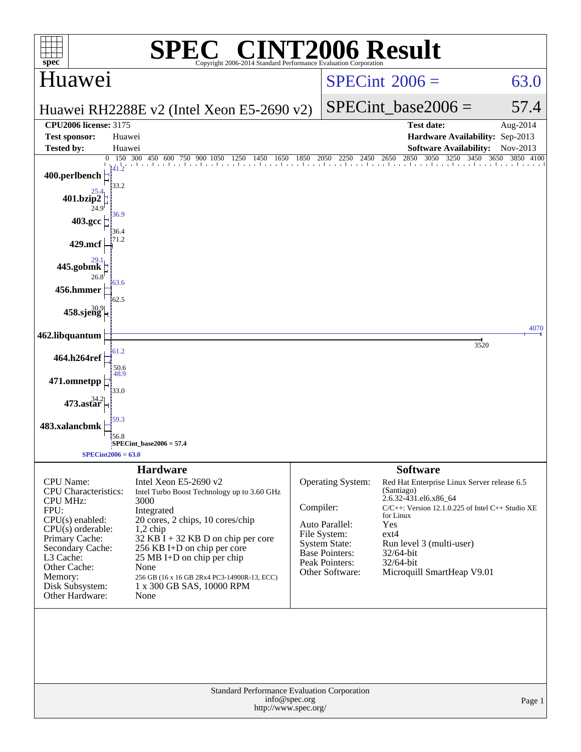# SPEC® CINT2006 Result

Copyright 2006-2014 Standard Performance Evaluation Corporation

## Huawei

Huawei RH2288E v2 (Intel Xeon E5-2690 v2)

SPECint® 2006 = 63.0

SPECint_base2006 = 57.4

| | | | |
|---|---|---|---|
| **CPU2006 license:** 3175 | | **Test date:** | Aug-2014 |
| **Test sponsor:** | Huawei | **Hardware Availability:** | Sep-2013 |
| **Tested by:** | Huawei | **Software Availability:** | Nov-2013 |

| Benchmark | Peak | Base |
|---|---|---|
| 400.perlbench | 41.2 | 33.2 |
| 401.bzip2 | 25.4 | 24.9 |
| 403.gcc | 36.9 | 36.4 |
| 429.mcf | 71.2 | |
| 445.gobmk | 29.1 | 26.8 |
| 456.hmmer | 63.6 | 62.5 |
| 458.sjeng | 30.9 | |
| 462.libquantum | 4070 | 3520 |
| 464.h264ref | 61.2 | 50.6 |
| 471.omnetpp | 48.9 | 33.0 |
| 473.astar | 34.2 | |
| 483.xalancbmk | 59.3 | 56.8 |

SPECint_base2006 = 57.4

SPECint2006 = 63.0

### Hardware

| | |
|---|---|
| CPU Name: | Intel Xeon E5-2690 v2 |
| CPU Characteristics: | Intel Turbo Boost Technology up to 3.60 GHz |
| CPU MHz: | 3000 |
| FPU: | Integrated |
| CPU(s) enabled: | 20 cores, 2 chips, 10 cores/chip |
| CPU(s) orderable: | 1,2 chip |
| Primary Cache: | 32 KB I + 32 KB D on chip per core |
| Secondary Cache: | 256 KB I+D on chip per core |
| L3 Cache: | 25 MB I+D on chip per chip |
| Other Cache: | None |
| Memory: | 256 GB (16 x 16 GB 2Rx4 PC3-14900R-13, ECC) |
| Disk Subsystem: | 1 x 300 GB SAS, 10000 RPM |
| Other Hardware: | None |

### Software

| | |
|---|---|
| Operating System: | Red Hat Enterprise Linux Server release 6.5 (Santiago) 2.6.32-431.el6.x86_64 |
| Compiler: | C/C++: Version 12.1.0.225 of Intel C++ Studio XE for Linux |
| Auto Parallel: | Yes |
| File System: | ext4 |
| System State: | Run level 3 (multi-user) |
| Base Pointers: | 32/64-bit |
| Peak Pointers: | 32/64-bit |
| Other Software: | Microquill SmartHeap V9.01 |

Standard Performance Evaluation Corporation
info@spec.org
http://www.spec.org/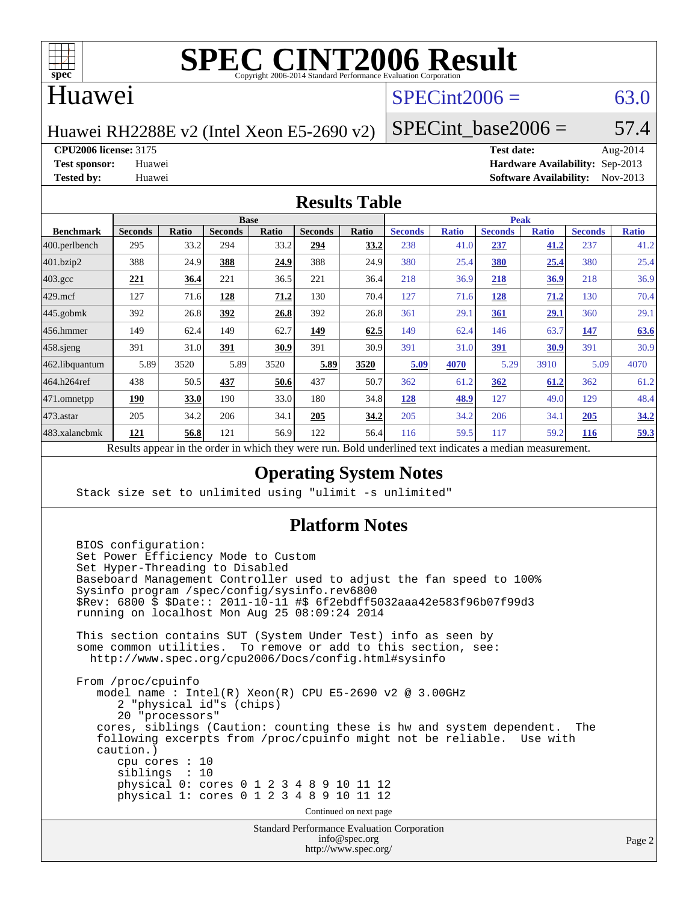# SPEC CINT2006 Result

Copyright 2006-2014 Standard Performance Evaluation Corporation

## Huawei

Huawei RH2288E v2 (Intel Xeon E5-2690 v2)

SPECint2006 = 63.0

SPECint_base2006 = 57.4

**CPU2006 license:** 3175
**Test sponsor:** Huawei
**Tested by:** Huawei

**Test date:** Aug-2014
**Hardware Availability:** Sep-2013
**Software Availability:** Nov-2013

## Results Table

| Benchmark | Base | | | | | | Peak | | | | | |
|---|---|---|---|---|---|---|---|---|---|---|---|---|
| | Seconds | Ratio | Seconds | Ratio | Seconds | Ratio | Seconds | Ratio | Seconds | Ratio | Seconds | Ratio |
| 400.perlbench | 295 | 33.2 | 294 | 33.2 | **294** | **33.2** | 238 | 41.0 | **237** | **41.2** | 237 | 41.2 |
| 401.bzip2 | 388 | 24.9 | **388** | **24.9** | 388 | 24.9 | 380 | 25.4 | **380** | **25.4** | 380 | 25.4 |
| 403.gcc | **221** | **36.4** | 221 | 36.5 | 221 | 36.4 | 218 | 36.9 | **218** | **36.9** | 218 | 36.9 |
| 429.mcf | 127 | 71.6 | **128** | **71.2** | 130 | 70.4 | 127 | 71.6 | **128** | **71.2** | 130 | 70.4 |
| 445.gobmk | 392 | 26.8 | **392** | **26.8** | 392 | 26.8 | 361 | 29.1 | **361** | **29.1** | 360 | 29.1 |
| 456.hmmer | 149 | 62.4 | 149 | 62.7 | **149** | **62.5** | 149 | 62.4 | 146 | 63.7 | **147** | **63.6** |
| 458.sjeng | 391 | 31.0 | **391** | **30.9** | 391 | 30.9 | 391 | 31.0 | **391** | **30.9** | 391 | 30.9 |
| 462.libquantum | 5.89 | 3520 | 5.89 | 3520 | **5.89** | **3520** | **5.09** | **4070** | 5.29 | 3910 | 5.09 | 4070 |
| 464.h264ref | 438 | 50.5 | **437** | **50.6** | 437 | 50.7 | 362 | 61.2 | **362** | **61.2** | 362 | 61.2 |
| 471.omnetpp | **190** | **33.0** | 190 | 33.0 | 180 | 34.8 | **128** | **48.9** | 127 | 49.0 | 129 | 48.4 |
| 473.astar | 205 | 34.2 | 206 | 34.1 | **205** | **34.2** | 205 | 34.2 | 206 | 34.1 | **205** | **34.2** |
| 483.xalancbmk | **121** | **56.8** | 121 | 56.9 | 122 | 56.4 | 116 | 59.5 | 117 | 59.2 | **116** | **59.3** |

Results appear in the order in which they were run. Bold underlined text indicates a median measurement.

## Operating System Notes

```
Stack size set to unlimited using "ulimit -s unlimited"
```

## Platform Notes

```
BIOS configuration:
Set Power Efficiency Mode to Custom
Set Hyper-Threading to Disabled
Baseboard Management Controller used to adjust the fan speed to 100%
Sysinfo program /spec/config/sysinfo.rev6800
$Rev: 6800 $ $Date:: 2011-10-11 #$ 6f2ebdff5032aaa42e583f96b07f99d3
running on localhost Mon Aug 25 08:09:24 2014

This section contains SUT (System Under Test) info as seen by
some common utilities.  To remove or add to this section, see:
  http://www.spec.org/cpu2006/Docs/config.html#sysinfo

From /proc/cpuinfo
   model name : Intel(R) Xeon(R) CPU E5-2690 v2 @ 3.00GHz
      2 "physical id"s (chips)
      20 "processors"
   cores, siblings (Caution: counting these is hw and system dependent.  The
   following excerpts from /proc/cpuinfo might not be reliable.  Use with
   caution.)
      cpu cores : 10
      siblings  : 10
      physical 0: cores 0 1 2 3 4 8 9 10 11 12
      physical 1: cores 0 1 2 3 4 8 9 10 11 12
```

Continued on next page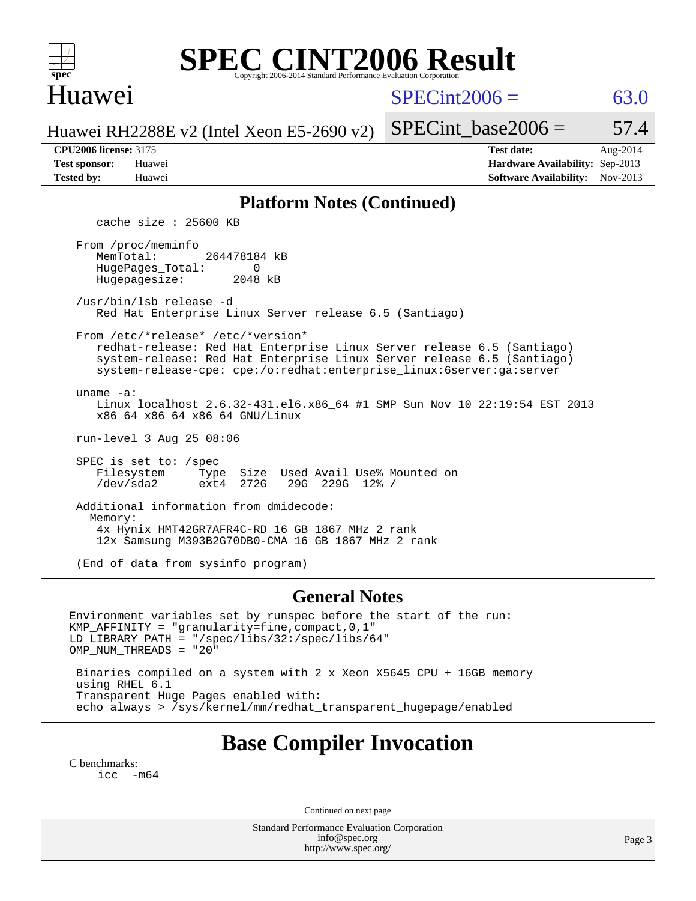## Platform Notes (Continued)

```
   cache size : 25600 KB

From /proc/meminfo
   MemTotal:       264478184 kB
   HugePages_Total:       0
   Hugepagesize:       2048 kB

/usr/bin/lsb_release -d
   Red Hat Enterprise Linux Server release 6.5 (Santiago)

From /etc/*release* /etc/*version*
   redhat-release: Red Hat Enterprise Linux Server release 6.5 (Santiago)
   system-release: Red Hat Enterprise Linux Server release 6.5 (Santiago)
   system-release-cpe: cpe:/o:redhat:enterprise_linux:6server:ga:server

uname -a:
   Linux localhost 2.6.32-431.el6.x86_64 #1 SMP Sun Nov 10 22:19:54 EST 2013
   x86_64 x86_64 x86_64 GNU/Linux

run-level 3 Aug 25 08:06

SPEC is set to: /spec
   Filesystem     Type  Size  Used Avail Use% Mounted on
   /dev/sda2      ext4  272G   29G  229G  12% /

Additional information from dmidecode:
  Memory:
   4x Hynix HMT42GR7AFR4C-RD 16 GB 1867 MHz 2 rank
   12x Samsung M393B2G70DB0-CMA 16 GB 1867 MHz 2 rank

(End of data from sysinfo program)
```

## General Notes

```
Environment variables set by runspec before the start of the run:
KMP_AFFINITY = "granularity=fine,compact,0,1"
LD_LIBRARY_PATH = "/spec/libs/32:/spec/libs/64"
OMP_NUM_THREADS = "20"

 Binaries compiled on a system with 2 x Xeon X5645 CPU + 16GB memory
 using RHEL 6.1
 Transparent Huge Pages enabled with:
 echo always > /sys/kernel/mm/redhat_transparent_hugepage/enabled
```

# Base Compiler Invocation

C benchmarks:
icc -m64

Continued on next page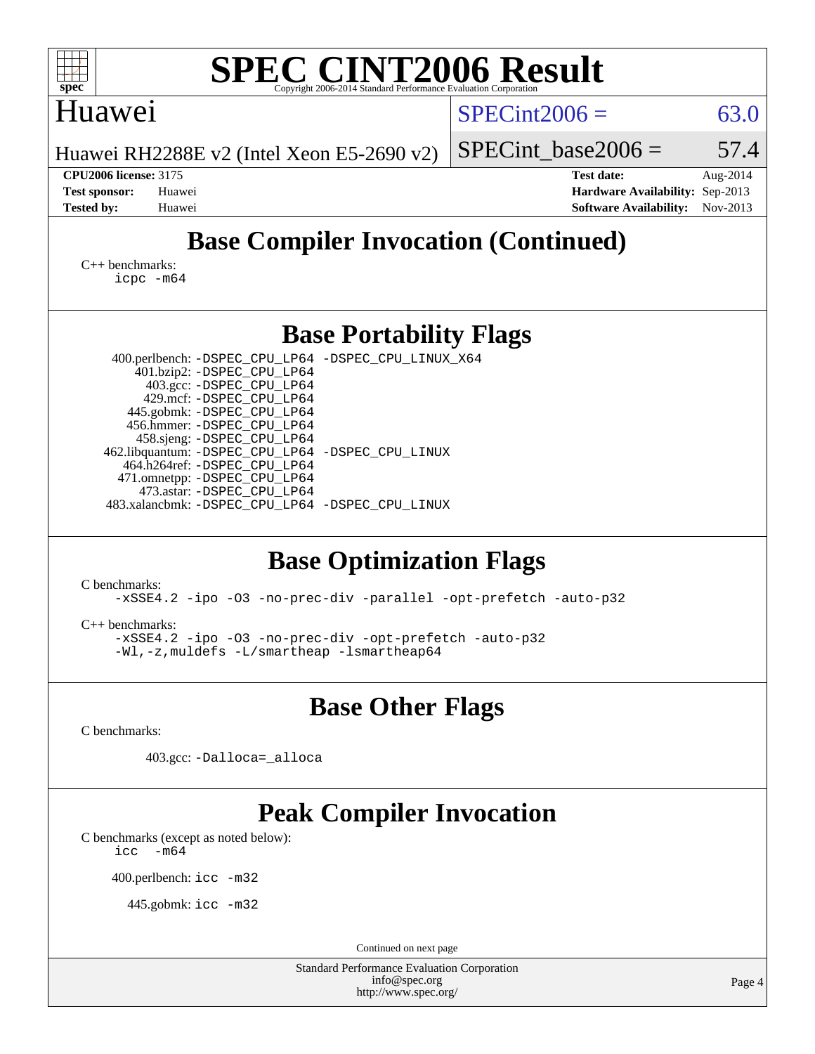# SPEC CINT2006 Result

Copyright 2006-2014 Standard Performance Evaluation Corporation

## Huawei

Huawei RH2288E v2 (Intel Xeon E5-2690 v2)

SPECint2006 = 63.0

SPECint_base2006 = 57.4

**CPU2006 license:** 3175
**Test sponsor:** Huawei
**Tested by:** Huawei

**Test date:** Aug-2014
**Hardware Availability:** Sep-2013
**Software Availability:** Nov-2013

## Base Compiler Invocation (Continued)

C++ benchmarks:
```
icpc -m64
```

## Base Portability Flags

| | |
|---|---|
| 400.perlbench: | -DSPEC_CPU_LP64 -DSPEC_CPU_LINUX_X64 |
| 401.bzip2: | -DSPEC_CPU_LP64 |
| 403.gcc: | -DSPEC_CPU_LP64 |
| 429.mcf: | -DSPEC_CPU_LP64 |
| 445.gobmk: | -DSPEC_CPU_LP64 |
| 456.hmmer: | -DSPEC_CPU_LP64 |
| 458.sjeng: | -DSPEC_CPU_LP64 |
| 462.libquantum: | -DSPEC_CPU_LP64 -DSPEC_CPU_LINUX |
| 464.h264ref: | -DSPEC_CPU_LP64 |
| 471.omnetpp: | -DSPEC_CPU_LP64 |
| 473.astar: | -DSPEC_CPU_LP64 |
| 483.xalancbmk: | -DSPEC_CPU_LP64 -DSPEC_CPU_LINUX |

## Base Optimization Flags

C benchmarks:
```
-xSSE4.2 -ipo -O3 -no-prec-div -parallel -opt-prefetch -auto-p32
```

C++ benchmarks:
```
-xSSE4.2 -ipo -O3 -no-prec-div -opt-prefetch -auto-p32
-Wl,-z,muldefs -L/smartheap -lsmartheap64
```

## Base Other Flags

C benchmarks:

403.gcc: `-Dalloca=_alloca`

## Peak Compiler Invocation

C benchmarks (except as noted below):
```
icc  -m64
```

400.perlbench: `icc -m32`

445.gobmk: `icc -m32`

Continued on next page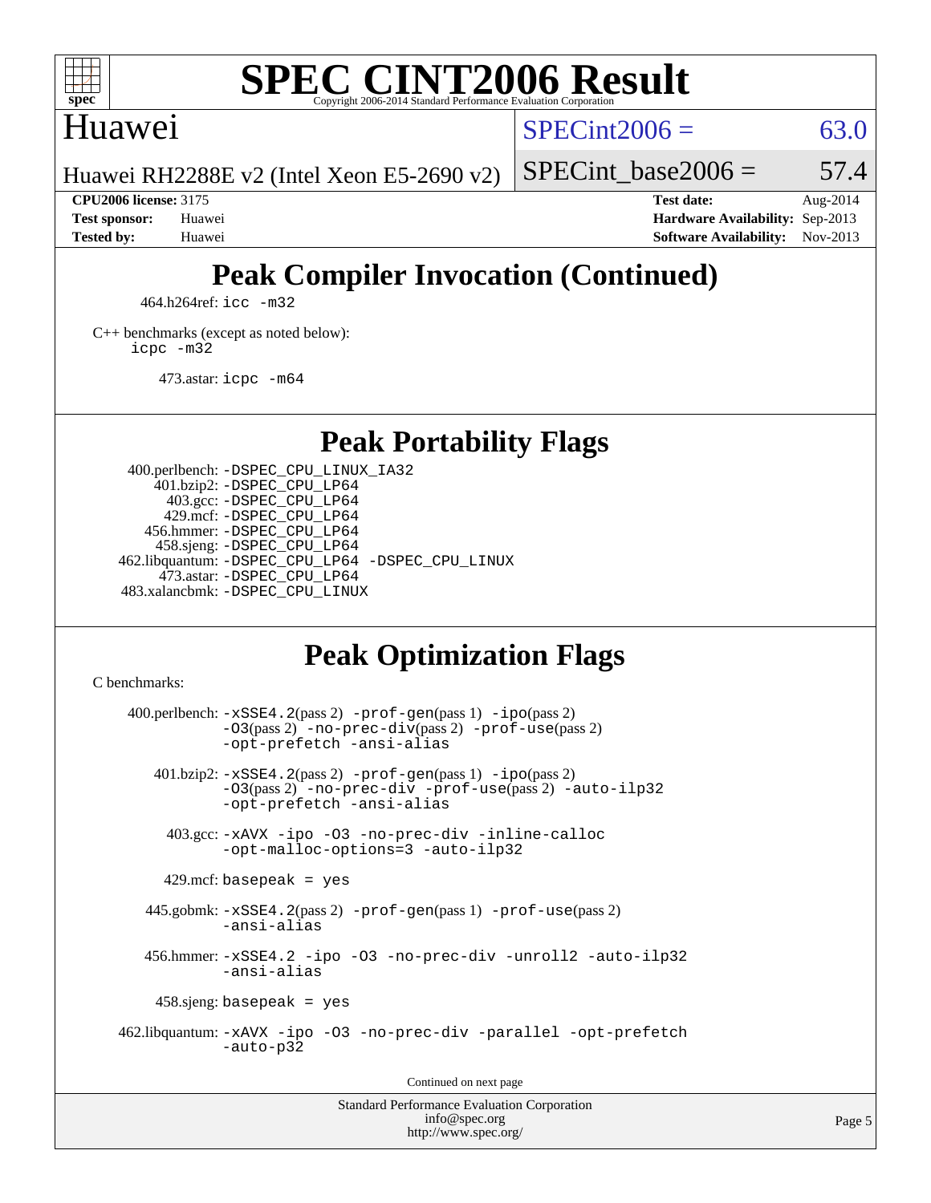# SPEC CINT2006 Result

Copyright 2006-2014 Standard Performance Evaluation Corporation

## Huawei

Huawei RH2288E v2 (Intel Xeon E5-2690 v2)

SPECint2006 = 63.0

SPECint_base2006 = 57.4

| | | | |
|---|---|---|---|
| **CPU2006 license:** 3175 | | **Test date:** | Aug-2014 |
| **Test sponsor:** | Huawei | **Hardware Availability:** | Sep-2013 |
| **Tested by:** | Huawei | **Software Availability:** | Nov-2013 |

## Peak Compiler Invocation (Continued)

464.h264ref: `icc -m32`

C++ benchmarks (except as noted below):
`icpc -m32`

473.astar: `icpc -m64`

## Peak Portability Flags

400.perlbench: `-DSPEC_CPU_LINUX_IA32`
401.bzip2: `-DSPEC_CPU_LP64`
403.gcc: `-DSPEC_CPU_LP64`
429.mcf: `-DSPEC_CPU_LP64`
456.hmmer: `-DSPEC_CPU_LP64`
458.sjeng: `-DSPEC_CPU_LP64`
462.libquantum: `-DSPEC_CPU_LP64 -DSPEC_CPU_LINUX`
473.astar: `-DSPEC_CPU_LP64`
483.xalancbmk: `-DSPEC_CPU_LINUX`

## Peak Optimization Flags

C benchmarks:

400.perlbench: `-xSSE4.2`(pass 2) `-prof-gen`(pass 1) `-ipo`(pass 2) `-O3`(pass 2) `-no-prec-div`(pass 2) `-prof-use`(pass 2) `-opt-prefetch -ansi-alias`

401.bzip2: `-xSSE4.2`(pass 2) `-prof-gen`(pass 1) `-ipo`(pass 2) `-O3`(pass 2) `-no-prec-div -prof-use`(pass 2) `-auto-ilp32 -opt-prefetch -ansi-alias`

403.gcc: `-xAVX -ipo -O3 -no-prec-div -inline-calloc -opt-malloc-options=3 -auto-ilp32`

429.mcf: `basepeak = yes`

445.gobmk: `-xSSE4.2`(pass 2) `-prof-gen`(pass 1) `-prof-use`(pass 2) `-ansi-alias`

456.hmmer: `-xSSE4.2 -ipo -O3 -no-prec-div -unroll2 -auto-ilp32 -ansi-alias`

458.sjeng: `basepeak = yes`

462.libquantum: `-xAVX -ipo -O3 -no-prec-div -parallel -opt-prefetch -auto-p32`

Continued on next page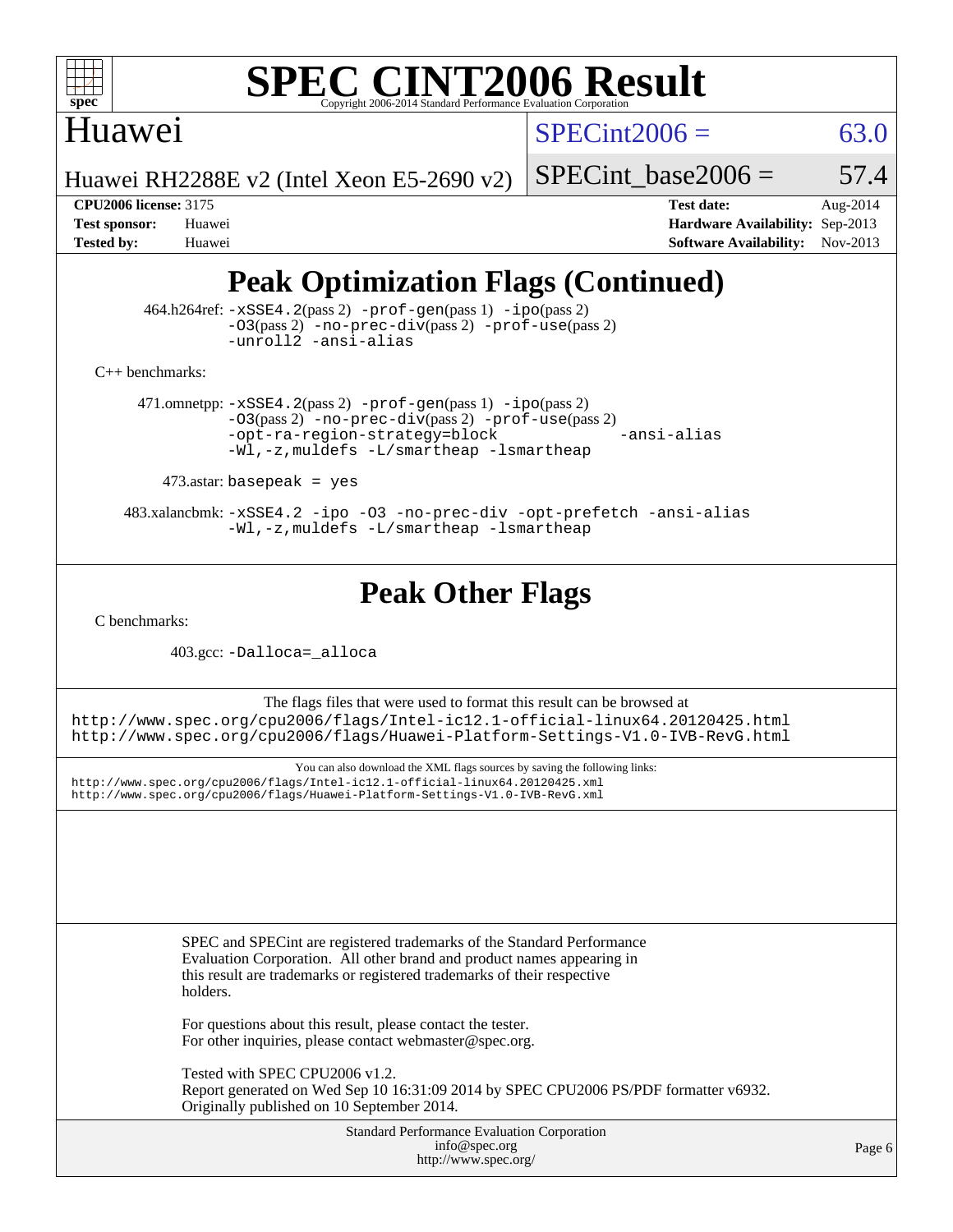## Peak Optimization Flags (Continued)

464.h264ref: -xSSE4.2(pass 2) -prof-gen(pass 1) -ipo(pass 2) -O3(pass 2) -no-prec-div(pass 2) -prof-use(pass 2) -unroll2 -ansi-alias

C++ benchmarks:

471.omnetpp: -xSSE4.2(pass 2) -prof-gen(pass 1) -ipo(pass 2) -O3(pass 2) -no-prec-div(pass 2) -prof-use(pass 2) -opt-ra-region-strategy=block -ansi-alias -Wl,-z,muldefs -L/smartheap -lsmartheap

473.astar: basepeak = yes

483.xalancbmk: -xSSE4.2 -ipo -O3 -no-prec-div -opt-prefetch -ansi-alias -Wl,-z,muldefs -L/smartheap -lsmartheap

## Peak Other Flags

C benchmarks:

403.gcc: -Dalloca=_alloca

The flags files that were used to format this result can be browsed at
http://www.spec.org/cpu2006/flags/Intel-ic12.1-official-linux64.20120425.html
http://www.spec.org/cpu2006/flags/Huawei-Platform-Settings-V1.0-IVB-RevG.html

You can also download the XML flags sources by saving the following links:
http://www.spec.org/cpu2006/flags/Intel-ic12.1-official-linux64.20120425.xml
http://www.spec.org/cpu2006/flags/Huawei-Platform-Settings-V1.0-IVB-RevG.xml

SPEC and SPECint are registered trademarks of the Standard Performance Evaluation Corporation. All other brand and product names appearing in this result are trademarks or registered trademarks of their respective holders.

For questions about this result, please contact the tester.
For other inquiries, please contact webmaster@spec.org.

Tested with SPEC CPU2006 v1.2.
Report generated on Wed Sep 10 16:31:09 2014 by SPEC CPU2006 PS/PDF formatter v6932.
Originally published on 10 September 2014.